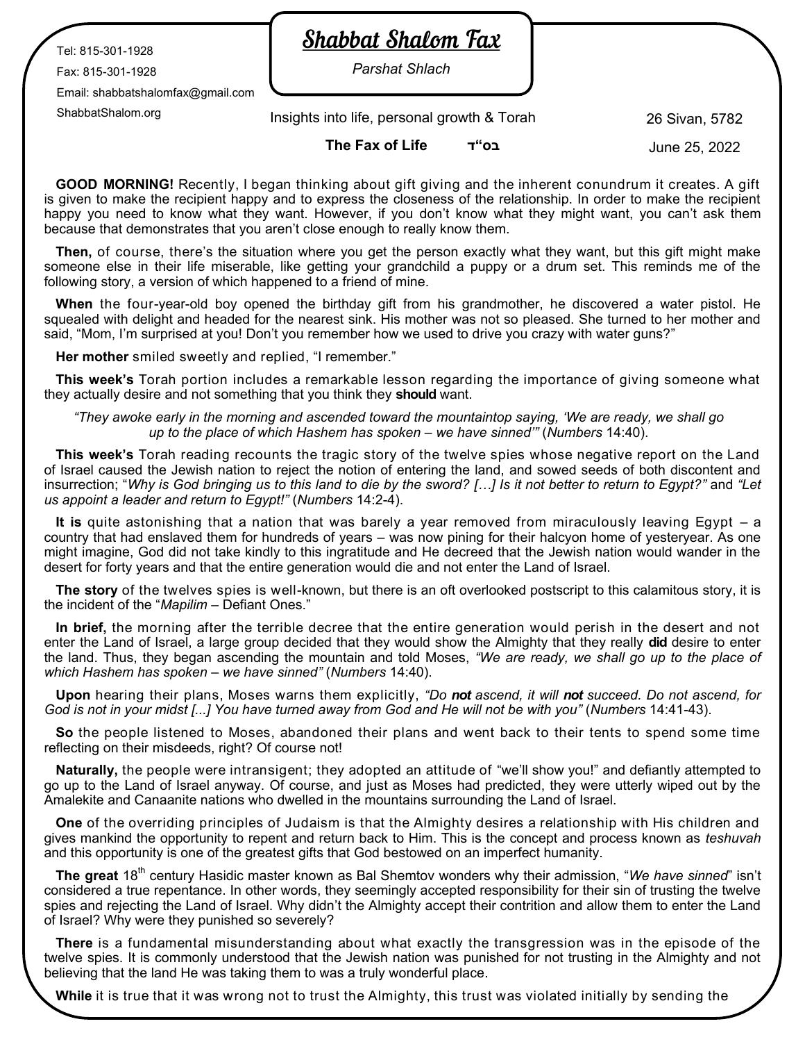Tel: 815-301-1928

Fax: 815-301-1928

Email: shabbatshalomfax@gmail.com

ShabbatShalom.org

# Shabbat Shalom Fax

*Parshat Shlach*

Insights into life, personal growth & Torah

26 Sivan, 5782

**The Fax of Life** בס"ד

June 25, 2022

**GOOD MORNING!** Recently, I began thinking about gift giving and the inherent conundrum it creates. A gift is given to make the recipient happy and to express the closeness of the relationship. In order to make the recipient happy you need to know what they want. However, if you don't know what they might want, you can't ask them because that demonstrates that you aren't close enough to really know them.

**Then,** of course, there's the situation where you get the person exactly what they want, but this gift might make someone else in their life miserable, like getting your grandchild a puppy or a drum set. This reminds me of the following story, a version of which happened to a friend of mine.

**When** the four-year-old boy opened the birthday gift from his grandmother, he discovered a water pistol. He squealed with delight and headed for the nearest sink. His mother was not so pleased. She turned to her mother and said, "Mom, I'm surprised at you! Don't you remember how we used to drive you crazy with water guns?"

**Her mother** smiled sweetly and replied, "I remember."

**This week's** Torah portion includes a remarkable lesson regarding the importance of giving someone what they actually desire and not something that you think they **should** want.

*"They awoke early in the morning and ascended toward the mountaintop saying, 'We are ready, we shall go up to the place of which Hashem has spoken – we have sinned'"* (*Numbers* 14:40).

**This week's** Torah reading recounts the tragic story of the twelve spies whose negative report on the Land of Israel caused the Jewish nation to reject the notion of entering the land, and sowed seeds of both discontent and insurrection; "*Why is God bringing us to this land to die by the sword? […] Is it not better to return to Egypt?"* and *"Let us appoint a leader and return to Egypt!"* (*Numbers* 14:2-4).

**It is** quite astonishing that a nation that was barely a year removed from miraculously leaving Egypt – a country that had enslaved them for hundreds of years – was now pining for their halcyon home of yesteryear. As one might imagine, God did not take kindly to this ingratitude and He decreed that the Jewish nation would wander in the desert for forty years and that the entire generation would die and not enter the Land of Israel.

**The story** of the twelves spies is well-known, but there is an oft overlooked postscript to this calamitous story, it is the incident of the "*Mapilim* – Defiant Ones."

**In brief,** the morning after the terrible decree that the entire generation would perish in the desert and not enter the Land of Israel, a large group decided that they would show the Almighty that they really **did** desire to enter the land. Thus, they began ascending the mountain and told Moses, *"We are ready, we shall go up to the place of which Hashem has spoken – we have sinned"* (*Numbers* 14:40).

**Upon** hearing their plans, Moses warns them explicitly, *"Do **not** ascend, it will **not** succeed. Do not ascend, for God is not in your midst [...] You have turned away from God and He will not be with you"* (*Numbers* 14:41-43).

**So** the people listened to Moses, abandoned their plans and went back to their tents to spend some time reflecting on their misdeeds, right? Of course not!

**Naturally,** the people were intransigent; they adopted an attitude of "we'll show you!" and defiantly attempted to go up to the Land of Israel anyway. Of course, and just as Moses had predicted, they were utterly wiped out by the Amalekite and Canaanite nations who dwelled in the mountains surrounding the Land of Israel.

**One** of the overriding principles of Judaism is that the Almighty desires a relationship with His children and gives mankind the opportunity to repent and return back to Him. This is the concept and process known as *teshuvah* and this opportunity is one of the greatest gifts that God bestowed on an imperfect humanity.

**The great** 18th century Hasidic master known as Bal Shemtov wonders why their admission, "*We have sinned*" isn't considered a true repentance. In other words, they seemingly accepted responsibility for their sin of trusting the twelve spies and rejecting the Land of Israel. Why didn't the Almighty accept their contrition and allow them to enter the Land of Israel? Why were they punished so severely?

**There** is a fundamental misunderstanding about what exactly the transgression was in the episode of the twelve spies. It is commonly understood that the Jewish nation was punished for not trusting in the Almighty and not believing that the land He was taking them to was a truly wonderful place.

**While** it is true that it was wrong not to trust the Almighty, this trust was violated initially by sending the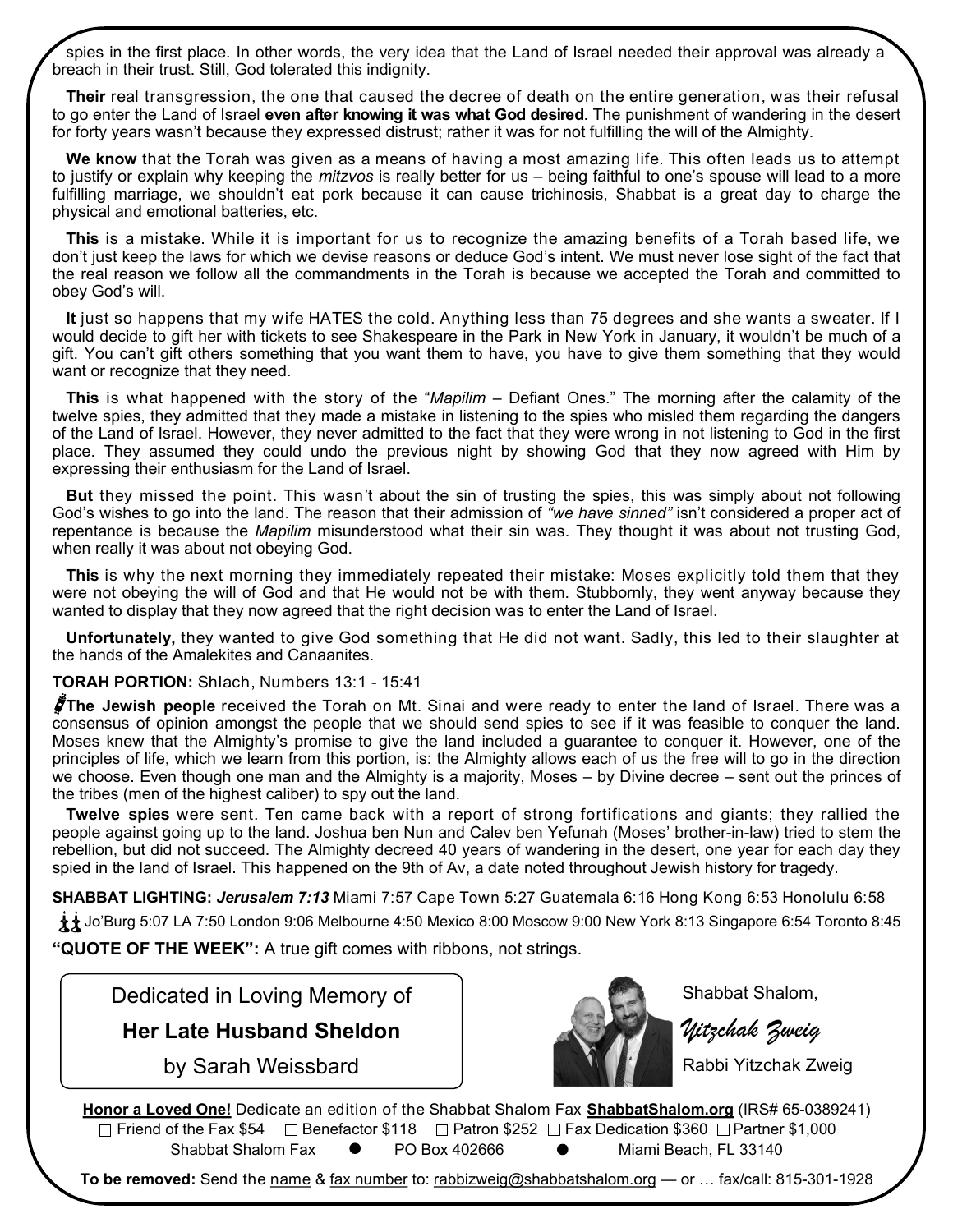spies in the first place. In other words, the very idea that the Land of Israel needed their approval was already a breach in their trust. Still, God tolerated this indignity.

**Their** real transgression, the one that caused the decree of death on the entire generation, was their refusal to go enter the Land of Israel **even after knowing it was what God desired**. The punishment of wandering in the desert for forty years wasn't because they expressed distrust; rather it was for not fulfilling the will of the Almighty.

**We know** that the Torah was given as a means of having a most amazing life. This often leads us to attempt to justify or explain why keeping the *mitzvos* is really better for us – being faithful to one's spouse will lead to a more fulfilling marriage, we shouldn't eat pork because it can cause trichinosis, Shabbat is a great day to charge the physical and emotional batteries, etc.

**This** is a mistake. While it is important for us to recognize the amazing benefits of a Torah based life, we don't just keep the laws for which we devise reasons or deduce God's intent. We must never lose sight of the fact that the real reason we follow all the commandments in the Torah is because we accepted the Torah and committed to obey God's will.

**It** just so happens that my wife HATES the cold. Anything less than 75 degrees and she wants a sweater. If I would decide to gift her with tickets to see Shakespeare in the Park in New York in January, it wouldn't be much of a gift. You can't gift others something that you want them to have, you have to give them something that they would want or recognize that they need.

**This** is what happened with the story of the "*Mapilim* – Defiant Ones." The morning after the calamity of the twelve spies, they admitted that they made a mistake in listening to the spies who misled them regarding the dangers of the Land of Israel. However, they never admitted to the fact that they were wrong in not listening to God in the first place. They assumed they could undo the previous night by showing God that they now agreed with Him by expressing their enthusiasm for the Land of Israel.

**But** they missed the point. This wasn't about the sin of trusting the spies, this was simply about not following God's wishes to go into the land. The reason that their admission of *"we have sinned"* isn't considered a proper act of repentance is because the *Mapilim* misunderstood what their sin was. They thought it was about not trusting God, when really it was about not obeying God.

**This** is why the next morning they immediately repeated their mistake: Moses explicitly told them that they were not obeying the will of God and that He would not be with them. Stubbornly, they went anyway because they wanted to display that they now agreed that the right decision was to enter the Land of Israel.

**Unfortunately,** they wanted to give God something that He did not want. Sadly, this led to their slaughter at the hands of the Amalekites and Canaanites.

**TORAH PORTION:** Shlach, Numbers 13:1 - 15:41

**The Jewish people** received the Torah on Mt. Sinai and were ready to enter the land of Israel. There was a consensus of opinion amongst the people that we should send spies to see if it was feasible to conquer the land. Moses knew that the Almighty's promise to give the land included a guarantee to conquer it. However, one of the principles of life, which we learn from this portion, is: the Almighty allows each of us the free will to go in the direction we choose. Even though one man and the Almighty is a majority, Moses – by Divine decree – sent out the princes of the tribes (men of the highest caliber) to spy out the land.

**Twelve spies** were sent. Ten came back with a report of strong fortifications and giants; they rallied the people against going up to the land. Joshua ben Nun and Calev ben Yefunah (Moses' brother-in-law) tried to stem the rebellion, but did not succeed. The Almighty decreed 40 years of wandering in the desert, one year for each day they spied in the land of Israel. This happened on the 9th of Av, a date noted throughout Jewish history for tragedy.

**SHABBAT LIGHTING:** ***Jerusalem 7:13*** Miami 7:57 Cape Town 5:27 Guatemala 6:16 Hong Kong 6:53 Honolulu 6:58 Jo'Burg 5:07 LA 7:50 London 9:06 Melbourne 4:50 Mexico 8:00 Moscow 9:00 New York 8:13 Singapore 6:54 Toronto 8:45

**"QUOTE OF THE WEEK":** A true gift comes with ribbons, not strings.

Dedicated in Loving Memory of
**Her Late Husband Sheldon**
by Sarah Weissbard

Shabbat Shalom,

*Yitzchak Zweig*

Rabbi Yitzchak Zweig

**Honor a Loved One!** Dedicate an edition of the Shabbat Shalom Fax **ShabbatShalom.org** (IRS# 65-0389241)
☐ Friend of the Fax $54 ☐ Benefactor $118 ☐ Patron $252 ☐ Fax Dedication $360 ☐ Partner $1,000
Shabbat Shalom Fax ● PO Box 402666 ● Miami Beach, FL 33140

**To be removed:** Send the name & fax number to: rabbizweig@shabbatshalom.org — or … fax/call: 815-301-1928